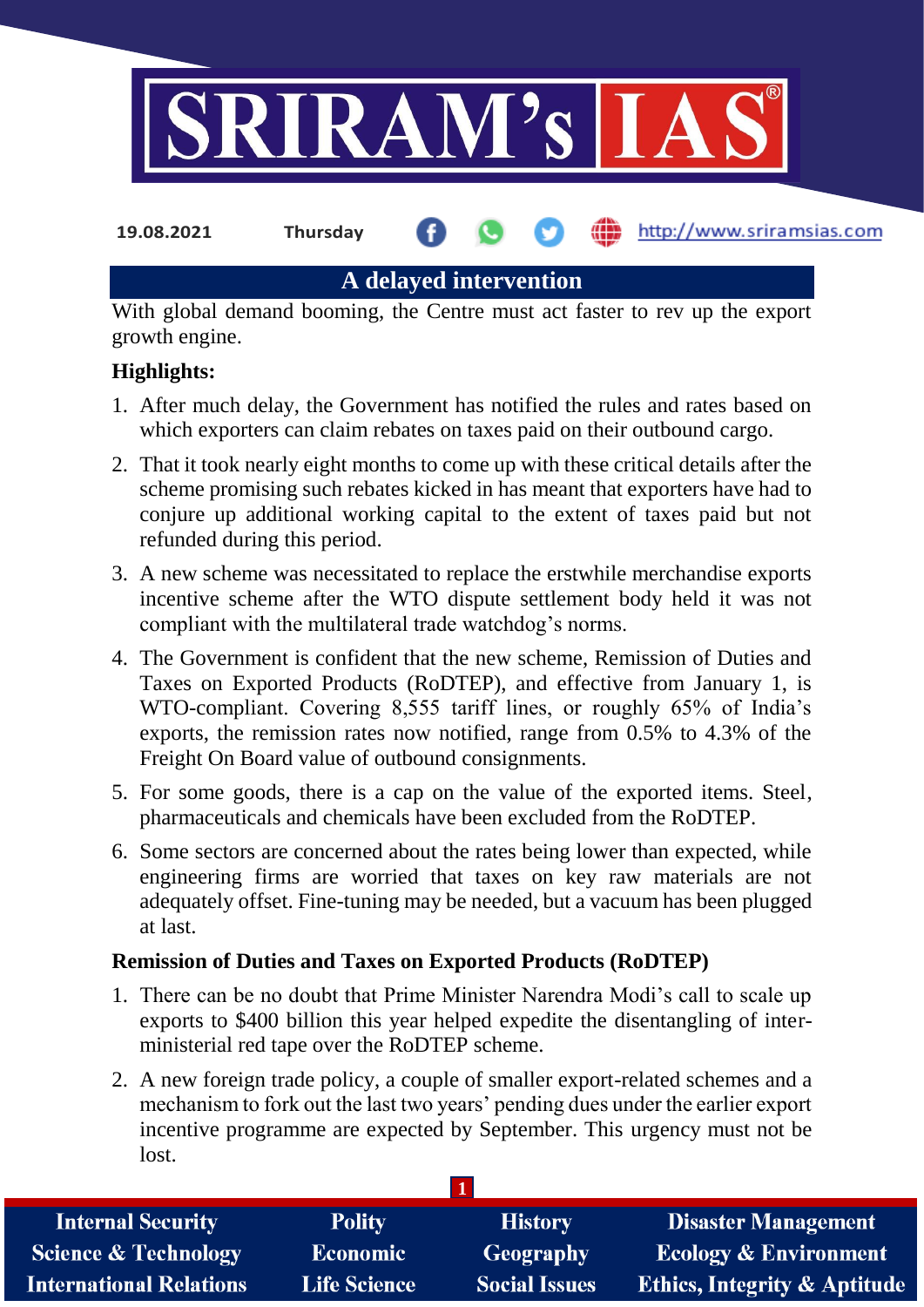19.08.2021 Thursday http://www.sriramsias.com

## A delayed intervention

With global demand booming, the Centre must act faster to rev up the export growth engine.

**Highlights:**

1. After much delay, the Government has notified the rules and rates based on which exporters can claim rebates on taxes paid on their outbound cargo.
2. That it took nearly eight months to come up with these critical details after the scheme promising such rebates kicked in has meant that exporters have had to conjure up additional working capital to the extent of taxes paid but not refunded during this period.
3. A new scheme was necessitated to replace the erstwhile merchandise exports incentive scheme after the WTO dispute settlement body held it was not compliant with the multilateral trade watchdog's norms.
4. The Government is confident that the new scheme, Remission of Duties and Taxes on Exported Products (RoDTEP), and effective from January 1, is WTO-compliant. Covering 8,555 tariff lines, or roughly 65% of India's exports, the remission rates now notified, range from 0.5% to 4.3% of the Freight On Board value of outbound consignments.
5. For some goods, there is a cap on the value of the exported items. Steel, pharmaceuticals and chemicals have been excluded from the RoDTEP.
6. Some sectors are concerned about the rates being lower than expected, while engineering firms are worried that taxes on key raw materials are not adequately offset. Fine-tuning may be needed, but a vacuum has been plugged at last.

**Remission of Duties and Taxes on Exported Products (RoDTEP)**

1. There can be no doubt that Prime Minister Narendra Modi's call to scale up exports to $400 billion this year helped expedite the disentangling of inter-ministerial red tape over the RoDTEP scheme.
2. A new foreign trade policy, a couple of smaller export-related schemes and a mechanism to fork out the last two years' pending dues under the earlier export incentive programme are expected by September. This urgency must not be lost.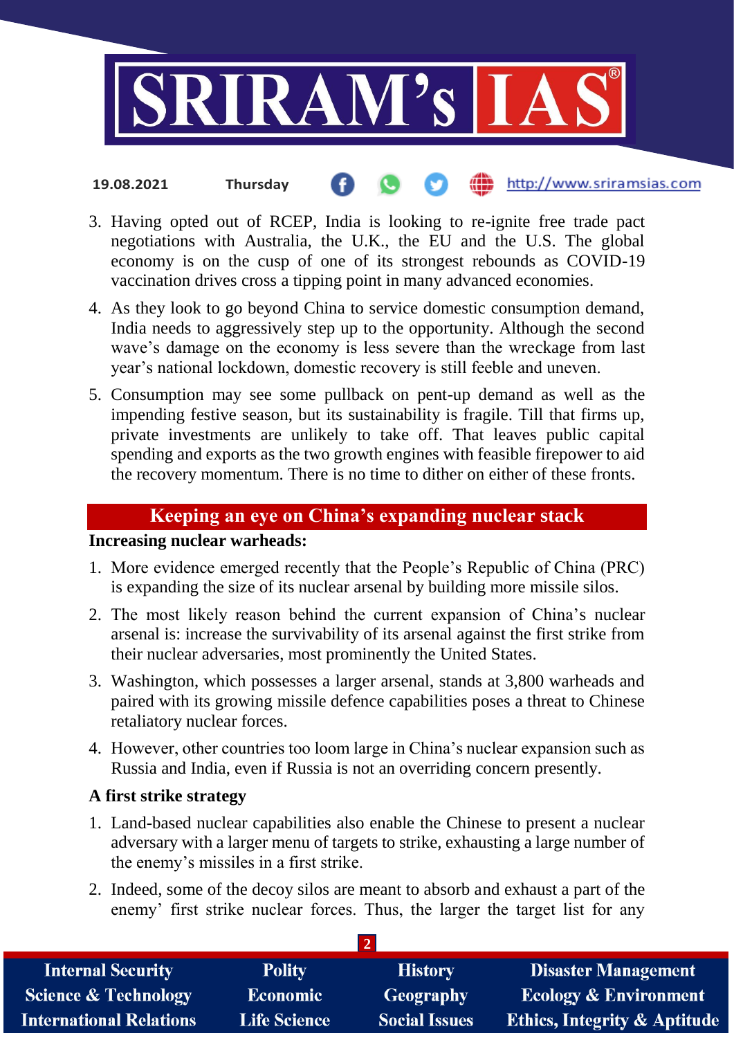3. Having opted out of RCEP, India is looking to re-ignite free trade pact negotiations with Australia, the U.K., the EU and the U.S. The global economy is on the cusp of one of its strongest rebounds as COVID-19 vaccination drives cross a tipping point in many advanced economies.
4. As they look to go beyond China to service domestic consumption demand, India needs to aggressively step up to the opportunity. Although the second wave's damage on the economy is less severe than the wreckage from last year's national lockdown, domestic recovery is still feeble and uneven.
5. Consumption may see some pullback on pent-up demand as well as the impending festive season, but its sustainability is fragile. Till that firms up, private investments are unlikely to take off. That leaves public capital spending and exports as the two growth engines with feasible firepower to aid the recovery momentum. There is no time to dither on either of these fronts.

## Keeping an eye on China's expanding nuclear stack

**Increasing nuclear warheads:**

1. More evidence emerged recently that the People's Republic of China (PRC) is expanding the size of its nuclear arsenal by building more missile silos.
2. The most likely reason behind the current expansion of China's nuclear arsenal is: increase the survivability of its arsenal against the first strike from their nuclear adversaries, most prominently the United States.
3. Washington, which possesses a larger arsenal, stands at 3,800 warheads and paired with its growing missile defence capabilities poses a threat to Chinese retaliatory nuclear forces.
4. However, other countries too loom large in China's nuclear expansion such as Russia and India, even if Russia is not an overriding concern presently.

**A first strike strategy**

1. Land-based nuclear capabilities also enable the Chinese to present a nuclear adversary with a larger menu of targets to strike, exhausting a large number of the enemy's missiles in a first strike.
2. Indeed, some of the decoy silos are meant to absorb and exhaust a part of the enemy' first strike nuclear forces. Thus, the larger the target list for any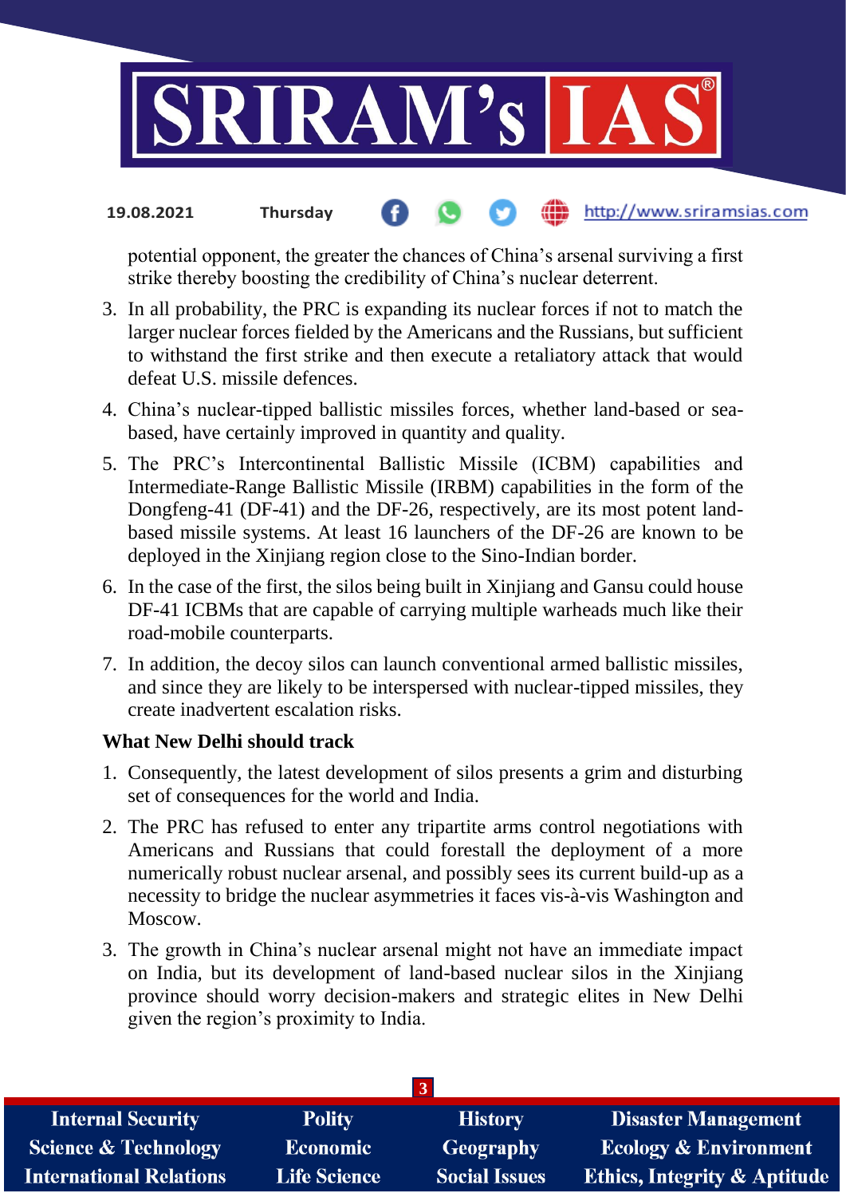potential opponent, the greater the chances of China's arsenal surviving a first strike thereby boosting the credibility of China's nuclear deterrent.

3. In all probability, the PRC is expanding its nuclear forces if not to match the larger nuclear forces fielded by the Americans and the Russians, but sufficient to withstand the first strike and then execute a retaliatory attack that would defeat U.S. missile defences.
4. China's nuclear-tipped ballistic missiles forces, whether land-based or sea-based, have certainly improved in quantity and quality.
5. The PRC's Intercontinental Ballistic Missile (ICBM) capabilities and Intermediate-Range Ballistic Missile (IRBM) capabilities in the form of the Dongfeng-41 (DF-41) and the DF-26, respectively, are its most potent land-based missile systems. At least 16 launchers of the DF-26 are known to be deployed in the Xinjiang region close to the Sino-Indian border.
6. In the case of the first, the silos being built in Xinjiang and Gansu could house DF-41 ICBMs that are capable of carrying multiple warheads much like their road-mobile counterparts.
7. In addition, the decoy silos can launch conventional armed ballistic missiles, and since they are likely to be interspersed with nuclear-tipped missiles, they create inadvertent escalation risks.

**What New Delhi should track**

1. Consequently, the latest development of silos presents a grim and disturbing set of consequences for the world and India.
2. The PRC has refused to enter any tripartite arms control negotiations with Americans and Russians that could forestall the deployment of a more numerically robust nuclear arsenal, and possibly sees its current build-up as a necessity to bridge the nuclear asymmetries it faces vis-à-vis Washington and Moscow.
3. The growth in China's nuclear arsenal might not have an immediate impact on India, but its development of land-based nuclear silos in the Xinjiang province should worry decision-makers and strategic elites in New Delhi given the region's proximity to India.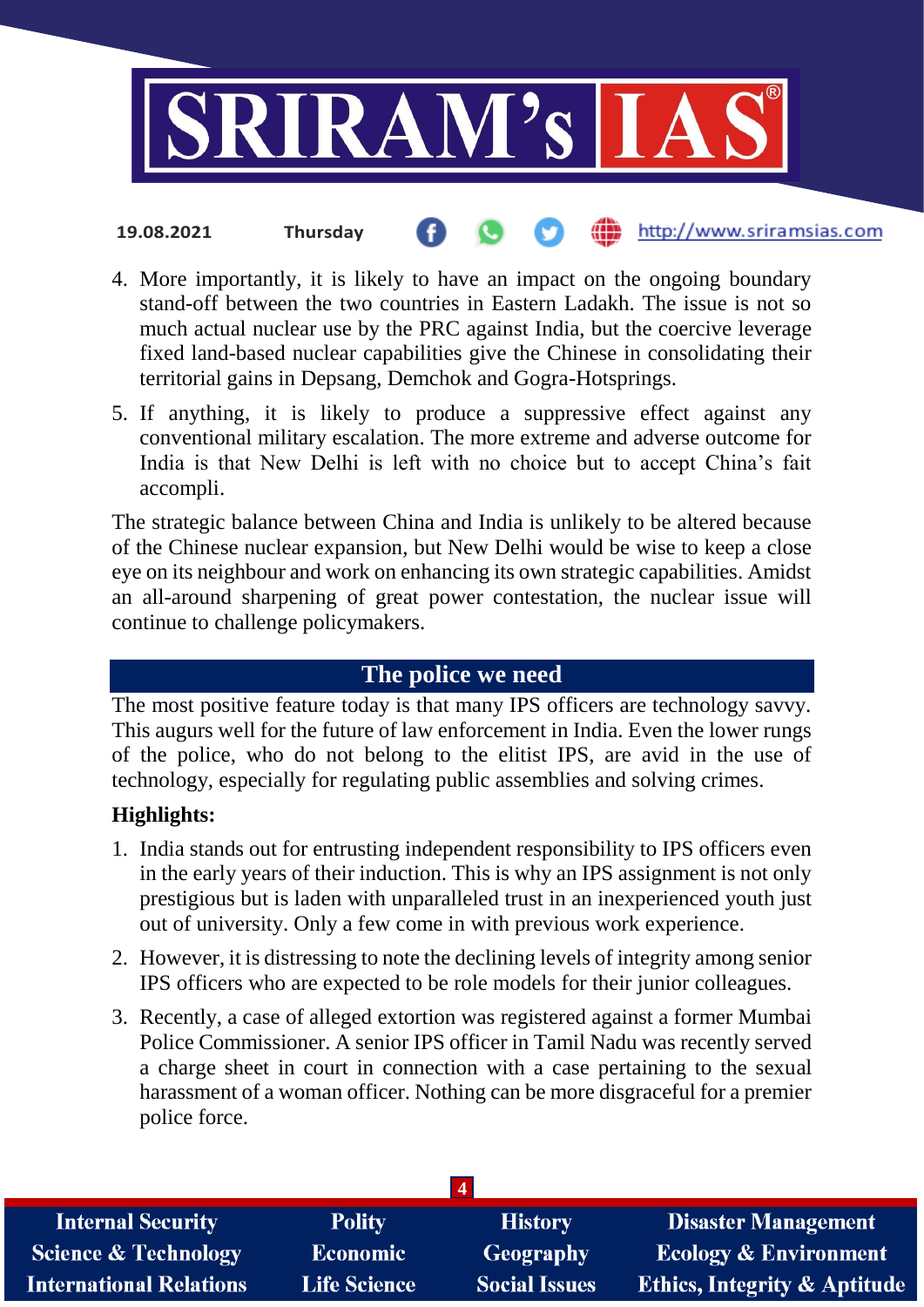4. More importantly, it is likely to have an impact on the ongoing boundary stand-off between the two countries in Eastern Ladakh. The issue is not so much actual nuclear use by the PRC against India, but the coercive leverage fixed land-based nuclear capabilities give the Chinese in consolidating their territorial gains in Depsang, Demchok and Gogra-Hotsprings.
5. If anything, it is likely to produce a suppressive effect against any conventional military escalation. The more extreme and adverse outcome for India is that New Delhi is left with no choice but to accept China's fait accompli.

The strategic balance between China and India is unlikely to be altered because of the Chinese nuclear expansion, but New Delhi would be wise to keep a close eye on its neighbour and work on enhancing its own strategic capabilities. Amidst an all-around sharpening of great power contestation, the nuclear issue will continue to challenge policymakers.

## The police we need

The most positive feature today is that many IPS officers are technology savvy. This augurs well for the future of law enforcement in India. Even the lower rungs of the police, who do not belong to the elitist IPS, are avid in the use of technology, especially for regulating public assemblies and solving crimes.

**Highlights:**

1. India stands out for entrusting independent responsibility to IPS officers even in the early years of their induction. This is why an IPS assignment is not only prestigious but is laden with unparalleled trust in an inexperienced youth just out of university. Only a few come in with previous work experience.
2. However, it is distressing to note the declining levels of integrity among senior IPS officers who are expected to be role models for their junior colleagues.
3. Recently, a case of alleged extortion was registered against a former Mumbai Police Commissioner. A senior IPS officer in Tamil Nadu was recently served a charge sheet in court in connection with a case pertaining to the sexual harassment of a woman officer. Nothing can be more disgraceful for a premier police force.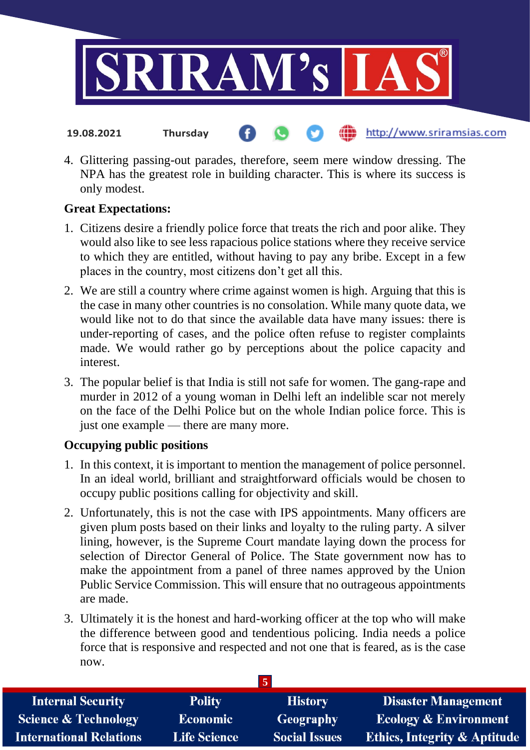4. Glittering passing-out parades, therefore, seem mere window dressing. The NPA has the greatest role in building character. This is where its success is only modest.

**Great Expectations:**

1. Citizens desire a friendly police force that treats the rich and poor alike. They would also like to see less rapacious police stations where they receive service to which they are entitled, without having to pay any bribe. Except in a few places in the country, most citizens don't get all this.
2. We are still a country where crime against women is high. Arguing that this is the case in many other countries is no consolation. While many quote data, we would like not to do that since the available data have many issues: there is under-reporting of cases, and the police often refuse to register complaints made. We would rather go by perceptions about the police capacity and interest.
3. The popular belief is that India is still not safe for women. The gang-rape and murder in 2012 of a young woman in Delhi left an indelible scar not merely on the face of the Delhi Police but on the whole Indian police force. This is just one example — there are many more.

**Occupying public positions**

1. In this context, it is important to mention the management of police personnel. In an ideal world, brilliant and straightforward officials would be chosen to occupy public positions calling for objectivity and skill.
2. Unfortunately, this is not the case with IPS appointments. Many officers are given plum posts based on their links and loyalty to the ruling party. A silver lining, however, is the Supreme Court mandate laying down the process for selection of Director General of Police. The State government now has to make the appointment from a panel of three names approved by the Union Public Service Commission. This will ensure that no outrageous appointments are made.
3. Ultimately it is the honest and hard-working officer at the top who will make the difference between good and tendentious policing. India needs a police force that is responsive and respected and not one that is feared, as is the case now.